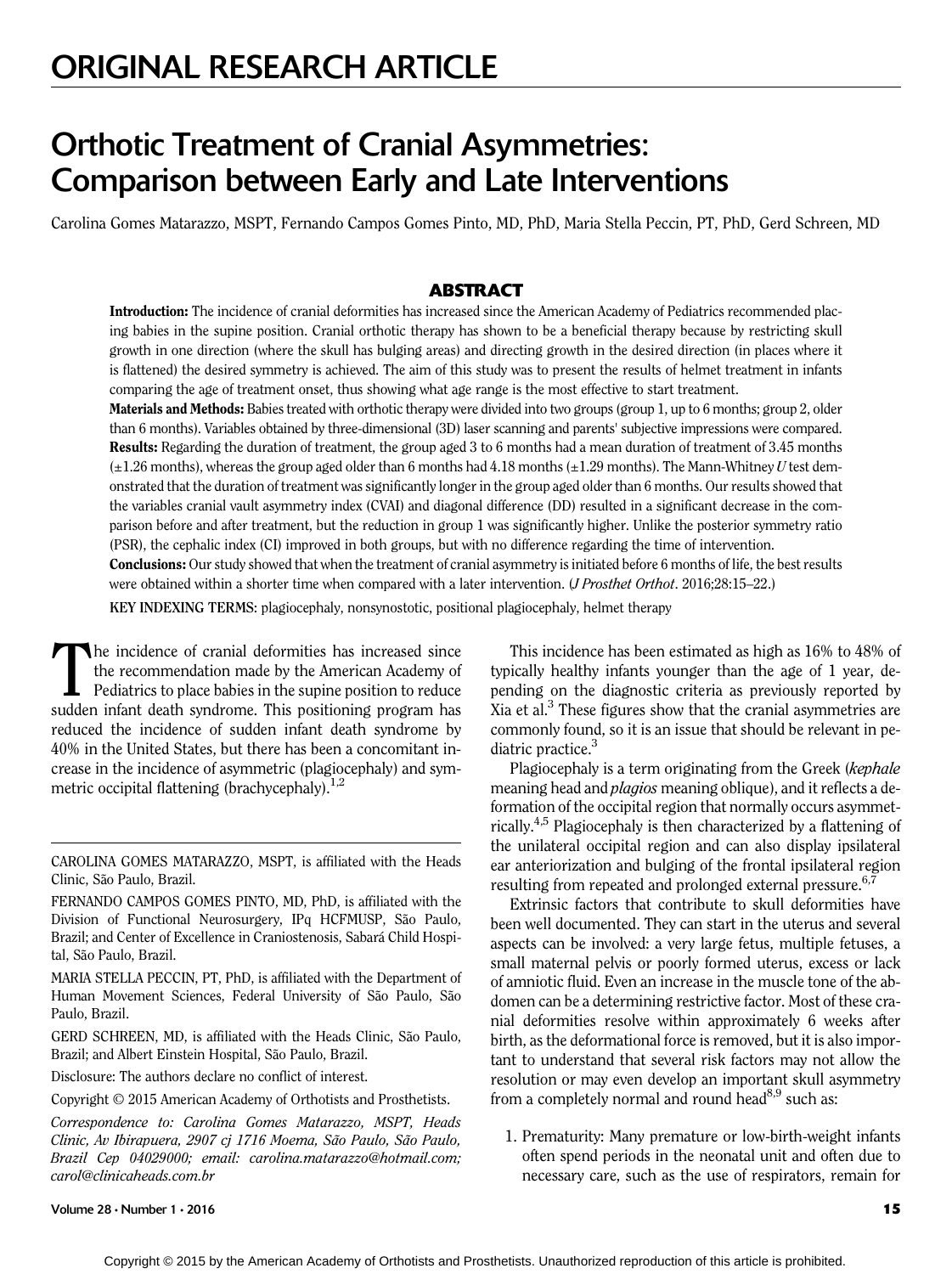# ORIGINAL RESEARCH ARTICLE

# Orthotic Treatment of Cranial Asymmetries: Comparison between Early and Late Interventions

Carolina Gomes Matarazzo, MSPT, Fernando Campos Gomes Pinto, MD, PhD, Maria Stella Peccin, PT, PhD, Gerd Schreen, MD

## ABSTRACT

**Introduction:** The incidence of cranial deformities has increased since the American Academy of Pediatrics recommended placing babies in the supine position. Cranial orthotic therapy has shown to be a beneficial therapy because by restricting skull growth in one direction (where the skull has bulging areas) and directing growth in the desired direction (in places where it is flattened) the desired symmetry is achieved. The aim of this study was to present the results of helmet treatment in infants comparing the age of treatment onset, thus showing what age range is the most effective to start treatment.

**Materials and Methods:** Babies treated with orthotic therapy were divided into two groups (group 1, up to 6 months; group 2, older than 6 months). Variables obtained by three-dimensional (3D) laser scanning and parents' subjective impressions were compared.

**Results:** Regarding the duration of treatment, the group aged 3 to 6 months had a mean duration of treatment of 3.45 months (±1.26 months), whereas the group aged older than 6 months had 4.18 months (±1.29 months). The Mann-Whitney $U$ test demonstrated that the duration of treatment was significantly longer in the group aged older than 6 months. Our results showed that the variables cranial vault asymmetry index (CVAI) and diagonal difference (DD) resulted in a significant decrease in the comparison before and after treatment, but the reduction in group 1 was significantly higher. Unlike the posterior symmetry ratio (PSR), the cephalic index (CI) improved in both groups, but with no difference regarding the time of intervention.

**Conclusions:** Our study showed that when the treatment of cranial asymmetry is initiated before 6 months of life, the best results were obtained within a shorter time when compared with a later intervention. (*J Prosthet Orthot*. 2016;28:15–22.)

**KEY INDEXING TERMS**: plagiocephaly, nonsynostotic, positional plagiocephaly, helmet therapy

The incidence of cranial deformities has increased since the recommendation made by the American Academy of Pediatrics to place babies in the supine position to reduce sudden infant death syndrome. This positioning program has reduced the incidence of sudden infant death syndrome by 40% in the United States, but there has been a concomitant increase in the incidence of asymmetric (plagiocephaly) and symmetric occipital flattening (brachycephaly).[1,2]

This incidence has been estimated as high as 16% to 48% of typically healthy infants younger than the age of 1 year, depending on the diagnostic criteria as previously reported by Xia et al.[3] These figures show that the cranial asymmetries are commonly found, so it is an issue that should be relevant in pediatric practice.[3]

Plagiocephaly is a term originating from the Greek (*kephale* meaning head and *plagios* meaning oblique), and it reflects a deformation of the occipital region that normally occurs asymmetrically.[4,5] Plagiocephaly is then characterized by a flattening of the unilateral occipital region and can also display ipsilateral ear anteriorization and bulging of the frontal ipsilateral region resulting from repeated and prolonged external pressure.[6,7]

Extrinsic factors that contribute to skull deformities have been well documented. They can start in the uterus and several aspects can be involved: a very large fetus, multiple fetuses, a small maternal pelvis or poorly formed uterus, excess or lack of amniotic fluid. Even an increase in the muscle tone of the abdomen can be a determining restrictive factor. Most of these cranial deformities resolve within approximately 6 weeks after birth, as the deformational force is removed, but it is also important to understand that several risk factors may not allow the resolution or may even develop an important skull asymmetry from a completely normal and round head[8,9] such as:

1. Prematurity: Many premature or low-birth-weight infants often spend periods in the neonatal unit and often due to necessary care, such as the use of respirators, remain for

---

CAROLINA GOMES MATARAZZO, MSPT, is affiliated with the Heads Clinic, São Paulo, Brazil.

FERNANDO CAMPOS GOMES PINTO, MD, PhD, is affiliated with the Division of Functional Neurosurgery, IPq HCFMUSP, São Paulo, Brazil; and Center of Excellence in Craniostenosis, Sabará Child Hospital, São Paulo, Brazil.

MARIA STELLA PECCIN, PT, PhD, is affiliated with the Department of Human Movement Sciences, Federal University of São Paulo, São Paulo, Brazil.

GERD SCHREEN, MD, is affiliated with the Heads Clinic, São Paulo, Brazil; and Albert Einstein Hospital, São Paulo, Brazil.

Disclosure: The authors declare no conflict of interest.

Copyright © 2015 American Academy of Orthotists and Prosthetists.

*Correspondence to: Carolina Gomes Matarazzo, MSPT, Heads Clinic, Av Ibirapuera, 2907 cj 1716 Moema, São Paulo, São Paulo, Brazil Cep 04029000; email: carolina.matarazzo@hotmail.com; carol@clinicaheads.com.br*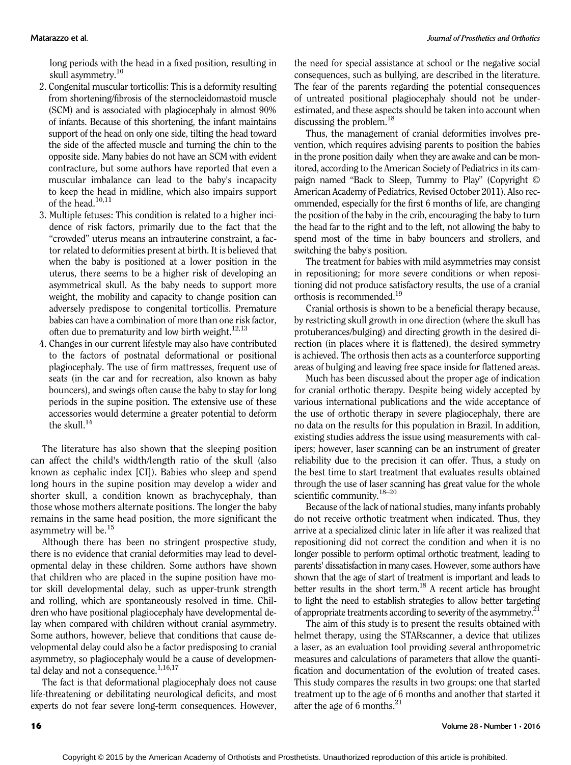long periods with the head in a fixed position, resulting in skull asymmetry.[10]

2. Congenital muscular torticollis: This is a deformity resulting from shortening/fibrosis of the sternocleidomastoid muscle (SCM) and is associated with plagiocephaly in almost 90% of infants. Because of this shortening, the infant maintains support of the head on only one side, tilting the head toward the side of the affected muscle and turning the chin to the opposite side. Many babies do not have an SCM with evident contracture, but some authors have reported that even a muscular imbalance can lead to the baby's incapacity to keep the head in midline, which also impairs support of the head.[10,11]
3. Multiple fetuses: This condition is related to a higher incidence of risk factors, primarily due to the fact that the "crowded" uterus means an intrauterine constraint, a factor related to deformities present at birth. It is believed that when the baby is positioned at a lower position in the uterus, there seems to be a higher risk of developing an asymmetrical skull. As the baby needs to support more weight, the mobility and capacity to change position can adversely predispose to congenital torticollis. Premature babies can have a combination of more than one risk factor, often due to prematurity and low birth weight.[12,13]
4. Changes in our current lifestyle may also have contributed to the factors of postnatal deformational or positional plagiocephaly. The use of firm mattresses, frequent use of seats (in the car and for recreation, also known as baby bouncers), and swings often cause the baby to stay for long periods in the supine position. The extensive use of these accessories would determine a greater potential to deform the skull.[14]

The literature has also shown that the sleeping position can affect the child's width/length ratio of the skull (also known as cephalic index [CI]). Babies who sleep and spend long hours in the supine position may develop a wider and shorter skull, a condition known as brachycephaly, than those whose mothers alternate positions. The longer the baby remains in the same head position, the more significant the asymmetry will be.[15]

Although there has been no stringent prospective study, there is no evidence that cranial deformities may lead to developmental delay in these children. Some authors have shown that children who are placed in the supine position have motor skill developmental delay, such as upper-trunk strength and rolling, which are spontaneously resolved in time. Children who have positional plagiocephaly have developmental delay when compared with children without cranial asymmetry. Some authors, however, believe that conditions that cause developmental delay could also be a factor predisposing to cranial asymmetry, so plagiocephaly would be a cause of developmental delay and not a consequence.[1,16,17]

The fact is that deformational plagiocephaly does not cause life-threatening or debilitating neurological deficits, and most experts do not fear severe long-term consequences. However, the need for special assistance at school or the negative social consequences, such as bullying, are described in the literature. The fear of the parents regarding the potential consequences of untreated positional plagiocephaly should not be underestimated, and these aspects should be taken into account when discussing the problem.[18]

Thus, the management of cranial deformities involves prevention, which requires advising parents to position the babies in the prone position daily when they are awake and can be monitored, according to the American Society of Pediatrics in its campaign named "Back to Sleep, Tummy to Play" (Copyright © American Academy of Pediatrics, Revised October 2011). Also recommended, especially for the first 6 months of life, are changing the position of the baby in the crib, encouraging the baby to turn the head far to the right and to the left, not allowing the baby to spend most of the time in baby bouncers and strollers, and switching the baby's position.

The treatment for babies with mild asymmetries may consist in repositioning; for more severe conditions or when repositioning did not produce satisfactory results, the use of a cranial orthosis is recommended.[19]

Cranial orthosis is shown to be a beneficial therapy because, by restricting skull growth in one direction (where the skull has protuberances/bulging) and directing growth in the desired direction (in places where it is flattened), the desired symmetry is achieved. The orthosis then acts as a counterforce supporting areas of bulging and leaving free space inside for flattened areas.

Much has been discussed about the proper age of indication for cranial orthotic therapy. Despite being widely accepted by various international publications and the wide acceptance of the use of orthotic therapy in severe plagiocephaly, there are no data on the results for this population in Brazil. In addition, existing studies address the issue using measurements with calipers; however, laser scanning can be an instrument of greater reliability due to the precision it can offer. Thus, a study on the best time to start treatment that evaluates results obtained through the use of laser scanning has great value for the whole scientific community.[18–20]

Because of the lack of national studies, many infants probably do not receive orthotic treatment when indicated. Thus, they arrive at a specialized clinic later in life after it was realized that repositioning did not correct the condition and when it is no longer possible to perform optimal orthotic treatment, leading to parents' dissatisfaction in many cases. However, some authors have shown that the age of start of treatment is important and leads to better results in the short term.[18] A recent article has brought to light the need to establish strategies to allow better targeting of appropriate treatments according to severity of the asymmetry.[21]

The aim of this study is to present the results obtained with helmet therapy, using the STARscanner, a device that utilizes a laser, as an evaluation tool providing several anthropometric measures and calculations of parameters that allow the quantification and documentation of the evolution of treated cases. This study compares the results in two groups: one that started treatment up to the age of 6 months and another that started it after the age of 6 months.[21]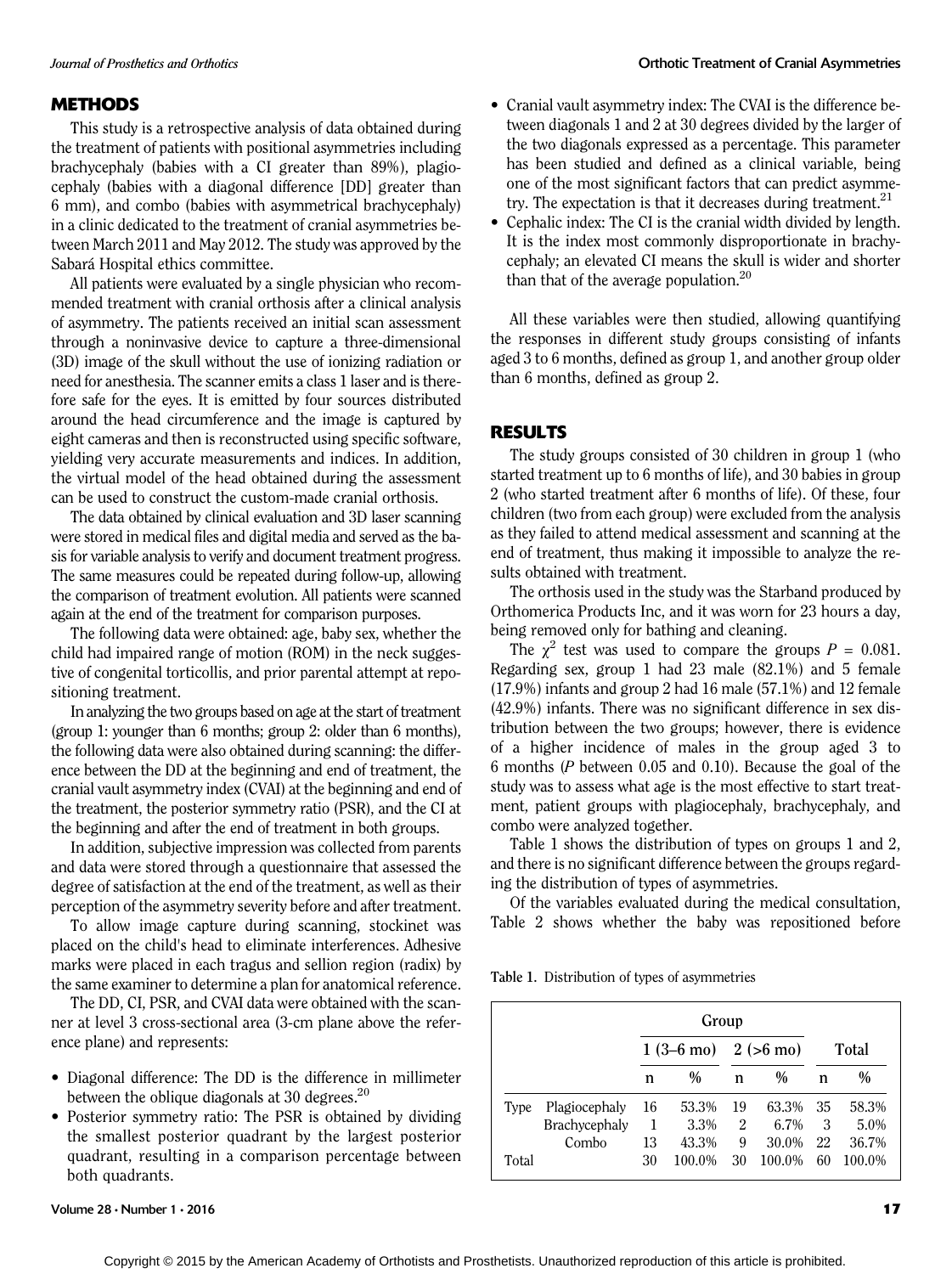## METHODS

This study is a retrospective analysis of data obtained during the treatment of patients with positional asymmetries including brachycephaly (babies with a CI greater than 89%), plagiocephaly (babies with a diagonal difference [DD] greater than 6 mm), and combo (babies with asymmetrical brachycephaly) in a clinic dedicated to the treatment of cranial asymmetries between March 2011 and May 2012. The study was approved by the Sabará Hospital ethics committee.

All patients were evaluated by a single physician who recommended treatment with cranial orthosis after a clinical analysis of asymmetry. The patients received an initial scan assessment through a noninvasive device to capture a three-dimensional (3D) image of the skull without the use of ionizing radiation or need for anesthesia. The scanner emits a class 1 laser and is therefore safe for the eyes. It is emitted by four sources distributed around the head circumference and the image is captured by eight cameras and then is reconstructed using specific software, yielding very accurate measurements and indices. In addition, the virtual model of the head obtained during the assessment can be used to construct the custom-made cranial orthosis.

The data obtained by clinical evaluation and 3D laser scanning were stored in medical files and digital media and served as the basis for variable analysis to verify and document treatment progress. The same measures could be repeated during follow-up, allowing the comparison of treatment evolution. All patients were scanned again at the end of the treatment for comparison purposes.

The following data were obtained: age, baby sex, whether the child had impaired range of motion (ROM) in the neck suggestive of congenital torticollis, and prior parental attempt at repositioning treatment.

In analyzing the two groups based on age at the start of treatment (group 1: younger than 6 months; group 2: older than 6 months), the following data were also obtained during scanning: the difference between the DD at the beginning and end of treatment, the cranial vault asymmetry index (CVAI) at the beginning and end of the treatment, the posterior symmetry ratio (PSR), and the CI at the beginning and after the end of treatment in both groups.

In addition, subjective impression was collected from parents and data were stored through a questionnaire that assessed the degree of satisfaction at the end of the treatment, as well as their perception of the asymmetry severity before and after treatment.

To allow image capture during scanning, stockinet was placed on the child's head to eliminate interferences. Adhesive marks were placed in each tragus and sellion region (radix) by the same examiner to determine a plan for anatomical reference.

The DD, CI, PSR, and CVAI data were obtained with the scanner at level 3 cross-sectional area (3-cm plane above the reference plane) and represents:

- Diagonal difference: The DD is the difference in millimeter between the oblique diagonals at 30 degrees.[20]
- Posterior symmetry ratio: The PSR is obtained by dividing the smallest posterior quadrant by the largest posterior quadrant, resulting in a comparison percentage between both quadrants.
- Cranial vault asymmetry index: The CVAI is the difference between diagonals 1 and 2 at 30 degrees divided by the larger of the two diagonals expressed as a percentage. This parameter has been studied and defined as a clinical variable, being one of the most significant factors that can predict asymmetry. The expectation is that it decreases during treatment.[21]
- Cephalic index: The CI is the cranial width divided by length. It is the index most commonly disproportionate in brachycephaly; an elevated CI means the skull is wider and shorter than that of the average population.[20]

All these variables were then studied, allowing quantifying the responses in different study groups consisting of infants aged 3 to 6 months, defined as group 1, and another group older than 6 months, defined as group 2.

## RESULTS

The study groups consisted of 30 children in group 1 (who started treatment up to 6 months of life), and 30 babies in group 2 (who started treatment after 6 months of life). Of these, four children (two from each group) were excluded from the analysis as they failed to attend medical assessment and scanning at the end of treatment, thus making it impossible to analyze the results obtained with treatment.

The orthosis used in the study was the Starband produced by Orthomerica Products Inc, and it was worn for 23 hours a day, being removed only for bathing and cleaning.

The $\chi^2$ test was used to compare the groups $P = 0.081$. Regarding sex, group 1 had 23 male (82.1%) and 5 female (17.9%) infants and group 2 had 16 male (57.1%) and 12 female (42.9%) infants. There was no significant difference in sex distribution between the two groups; however, there is evidence of a higher incidence of males in the group aged 3 to 6 months ($P$ between 0.05 and 0.10). Because the goal of the study was to assess what age is the most effective to start treatment, patient groups with plagiocephaly, brachycephaly, and combo were analyzed together.

Table 1 shows the distribution of types on groups 1 and 2, and there is no significant difference between the groups regarding the distribution of types of asymmetries.

Of the variables evaluated during the medical consultation, Table 2 shows whether the baby was repositioned before

Table 1. Distribution of types of asymmetries

| | | Group | | | | Total | |
|---|---|---|---|---|---|---|---|
| | | 1 (3–6 mo) | | 2 (>6 mo) | | | |
| | | n | % | n | % | n | % |
| Type | Plagiocephaly | 16 | 53.3% | 19 | 63.3% | 35 | 58.3% |
| | Brachycephaly | 1 | 3.3% | 2 | 6.7% | 3 | 5.0% |
| | Combo | 13 | 43.3% | 9 | 30.0% | 22 | 36.7% |
| Total | | 30 | 100.0% | 30 | 100.0% | 60 | 100.0% |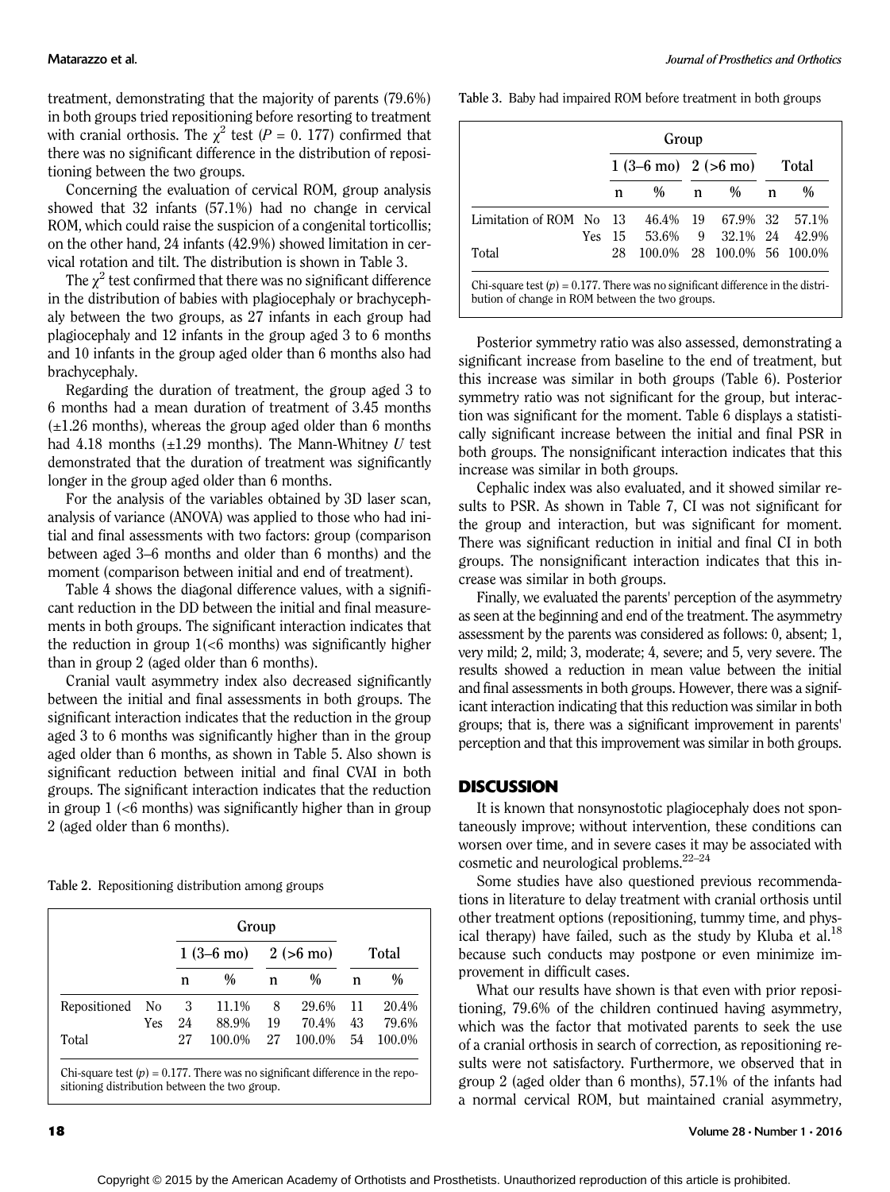treatment, demonstrating that the majority of parents (79.6%) in both groups tried repositioning before resorting to treatment with cranial orthosis. The $\chi^2$ test ($P$ = 0. 177) confirmed that there was no significant difference in the distribution of repositioning between the two groups.

Concerning the evaluation of cervical ROM, group analysis showed that 32 infants (57.1%) had no change in cervical ROM, which could raise the suspicion of a congenital torticollis; on the other hand, 24 infants (42.9%) showed limitation in cervical rotation and tilt. The distribution is shown in Table 3.

The $\chi^2$ test confirmed that there was no significant difference in the distribution of babies with plagiocephaly or brachycephaly between the two groups, as 27 infants in each group had plagiocephaly and 12 infants in the group aged 3 to 6 months and 10 infants in the group aged older than 6 months also had brachycephaly.

Regarding the duration of treatment, the group aged 3 to 6 months had a mean duration of treatment of 3.45 months (±1.26 months), whereas the group aged older than 6 months had 4.18 months (±1.29 months). The Mann-Whitney $U$ test demonstrated that the duration of treatment was significantly longer in the group aged older than 6 months.

For the analysis of the variables obtained by 3D laser scan, analysis of variance (ANOVA) was applied to those who had initial and final assessments with two factors: group (comparison between aged 3–6 months and older than 6 months) and the moment (comparison between initial and end of treatment).

Table 4 shows the diagonal difference values, with a significant reduction in the DD between the initial and final measurements in both groups. The significant interaction indicates that the reduction in group 1(<6 months) was significantly higher than in group 2 (aged older than 6 months).

Cranial vault asymmetry index also decreased significantly between the initial and final assessments in both groups. The significant interaction indicates that the reduction in the group aged 3 to 6 months was significantly higher than in the group aged older than 6 months, as shown in Table 5. Also shown is significant reduction between initial and final CVAI in both groups. The significant interaction indicates that the reduction in group 1 (<6 months) was significantly higher than in group 2 (aged older than 6 months).

Table 2. Repositioning distribution among groups

| | | Group | | | | Total | |
|---|---|---|---|---|---|---|---|
| | | 1 (3–6 mo) | | 2 (>6 mo) | | | |
| | | n | % | n | % | n | % |
| Repositioned | No | 3 | 11.1% | 8 | 29.6% | 11 | 20.4% |
| | Yes | 24 | 88.9% | 19 | 70.4% | 43 | 79.6% |
| Total | | 27 | 100.0% | 27 | 100.0% | 54 | 100.0% |

Chi-square test ($p$) = 0.177. There was no significant difference in the repositioning distribution between the two group.

Table 3. Baby had impaired ROM before treatment in both groups

| | | Group | | | | Total | |
|---|---|---|---|---|---|---|---|
| | | 1 (3–6 mo) | | 2 (>6 mo) | | | |
| | | n | % | n | % | n | % |
| Limitation of ROM | No | 13 | 46.4% | 19 | 67.9% | 32 | 57.1% |
| | Yes | 15 | 53.6% | 9 | 32.1% | 24 | 42.9% |
| Total | | 28 | 100.0% | 28 | 100.0% | 56 | 100.0% |

Chi-square test ($p$) = 0.177. There was no significant difference in the distribution of change in ROM between the two groups.

Posterior symmetry ratio was also assessed, demonstrating a significant increase from baseline to the end of treatment, but this increase was similar in both groups (Table 6). Posterior symmetry ratio was not significant for the group, but interaction was significant for the moment. Table 6 displays a statistically significant increase between the initial and final PSR in both groups. The nonsignificant interaction indicates that this increase was similar in both groups.

Cephalic index was also evaluated, and it showed similar results to PSR. As shown in Table 7, CI was not significant for the group and interaction, but was significant for moment. There was significant reduction in initial and final CI in both groups. The nonsignificant interaction indicates that this increase was similar in both groups.

Finally, we evaluated the parents' perception of the asymmetry as seen at the beginning and end of the treatment. The asymmetry assessment by the parents was considered as follows: 0, absent; 1, very mild; 2, mild; 3, moderate; 4, severe; and 5, very severe. The results showed a reduction in mean value between the initial and final assessments in both groups. However, there was a significant interaction indicating that this reduction was similar in both groups; that is, there was a significant improvement in parents' perception and that this improvement was similar in both groups.

## DISCUSSION

It is known that nonsynostotic plagiocephaly does not spontaneously improve; without intervention, these conditions can worsen over time, and in severe cases it may be associated with cosmetic and neurological problems.[22–24]

Some studies have also questioned previous recommendations in literature to delay treatment with cranial orthosis until other treatment options (repositioning, tummy time, and physical therapy) have failed, such as the study by Kluba et al.[18] because such conducts may postpone or even minimize improvement in difficult cases.

What our results have shown is that even with prior repositioning, 79.6% of the children continued having asymmetry, which was the factor that motivated parents to seek the use of a cranial orthosis in search of correction, as repositioning results were not satisfactory. Furthermore, we observed that in group 2 (aged older than 6 months), 57.1% of the infants had a normal cervical ROM, but maintained cranial asymmetry,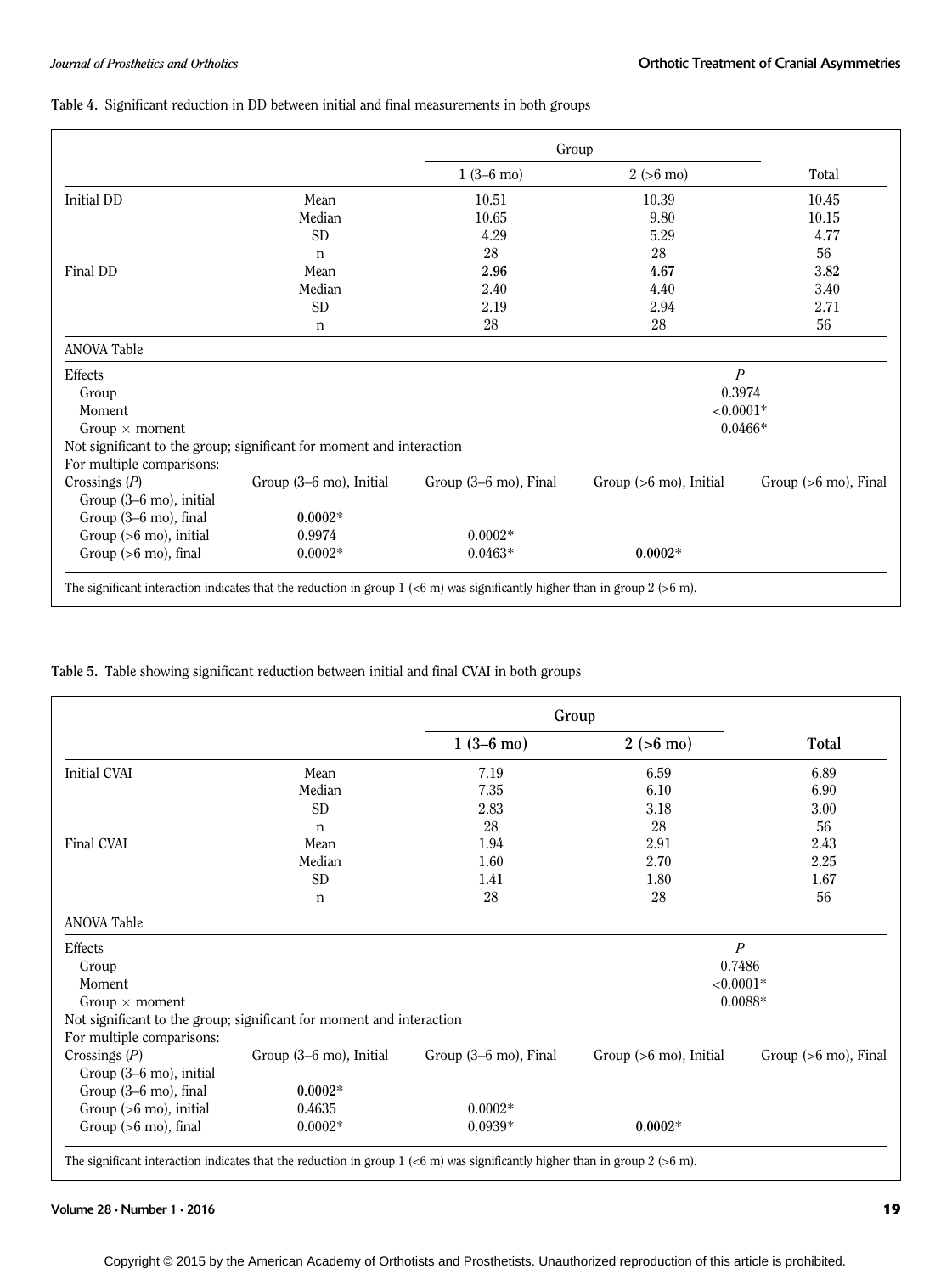**Table 4.** Significant reduction in DD between initial and final measurements in both groups

| | | Group | | |
|---|---|---|---|---|
| | | 1 (3–6 mo) | 2 (>6 mo) | Total |
| Initial DD | Mean | 10.51 | 10.39 | 10.45 |
| | Median | 10.65 | 9.80 | 10.15 |
| | SD | 4.29 | 5.29 | 4.77 |
| | n | 28 | 28 | 56 |
| Final DD | Mean | **2.96** | **4.67** | **3.82** |
| | Median | 2.40 | 4.40 | 3.40 |
| | SD | 2.19 | 2.94 | 2.71 |
| | n | 28 | 28 | 56 |

ANOVA Table

| Effects | *P* |
|---|---|
| Group | 0.3974 |
| Moment | <0.0001* |
| Group × moment | 0.0466* |

Not significant to the group; significant for moment and interaction

For multiple comparisons:

| Crossings (*P*) | Group (3–6 mo), Initial | Group (3–6 mo), Final | Group (>6 mo), Initial | Group (>6 mo), Final |
|---|---|---|---|---|
| Group (3–6 mo), initial | | | | |
| Group (3–6 mo), final | **0.0002*** | | | |
| Group (>6 mo), initial | 0.9974 | 0.0002* | | |
| Group (>6 mo), final | 0.0002* | 0.0463* | **0.0002*** | |

The significant interaction indicates that the reduction in group 1 (<6 m) was significantly higher than in group 2 (>6 m).

**Table 5.** Table showing significant reduction between initial and final CVAI in both groups

| | | Group | | |
|---|---|---|---|---|
| | | 1 (3–6 mo) | 2 (>6 mo) | Total |
| Initial CVAI | Mean | 7.19 | 6.59 | 6.89 |
| | Median | 7.35 | 6.10 | 6.90 |
| | SD | 2.83 | 3.18 | 3.00 |
| | n | 28 | 28 | 56 |
| Final CVAI | Mean | 1.94 | 2.91 | 2.43 |
| | Median | 1.60 | 2.70 | 2.25 |
| | SD | 1.41 | 1.80 | 1.67 |
| | n | 28 | 28 | 56 |

ANOVA Table

| Effects | *P* |
|---|---|
| Group | 0.7486 |
| Moment | <0.0001* |
| Group × moment | 0.0088* |

Not significant to the group; significant for moment and interaction

For multiple comparisons:

| Crossings (*P*) | Group (3–6 mo), Initial | Group (3–6 mo), Final | Group (>6 mo), Initial | Group (>6 mo), Final |
|---|---|---|---|---|
| Group (3–6 mo), initial | | | | |
| Group (3–6 mo), final | **0.0002*** | | | |
| Group (>6 mo), initial | 0.4635 | 0.0002* | | |
| Group (>6 mo), final | 0.0002* | 0.0939* | **0.0002*** | |

The significant interaction indicates that the reduction in group 1 (<6 m) was significantly higher than in group 2 (>6 m).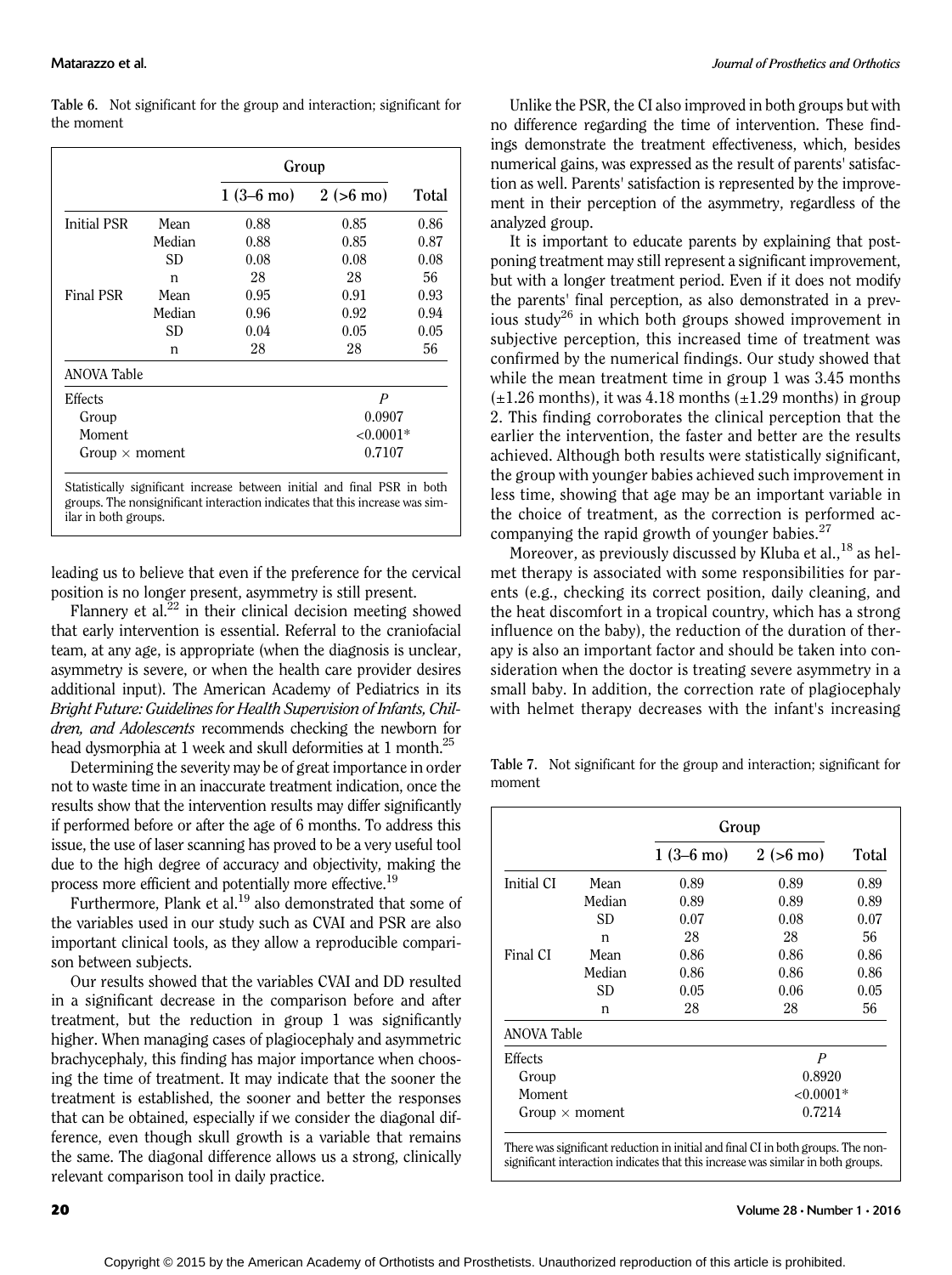**Table 6.** Not significant for the group and interaction; significant for the moment

| | | Group | | |
|---|---|---|---|---|
| | | 1 (3–6 mo) | 2 (>6 mo) | Total |
| Initial PSR | Mean | 0.88 | 0.85 | 0.86 |
| | Median | 0.88 | 0.85 | 0.87 |
| | SD | 0.08 | 0.08 | 0.08 |
| | n | 28 | 28 | 56 |
| Final PSR | Mean | 0.95 | 0.91 | 0.93 |
| | Median | 0.96 | 0.92 | 0.94 |
| | SD | 0.04 | 0.05 | 0.05 |
| | n | 28 | 28 | 56 |
| ANOVA Table | | | | |
| Effects | | | *P* | |
| Group | | | 0.0907 | |
| Moment | | | <0.0001* | |
| Group × moment | | | 0.7107 | |

Statistically significant increase between initial and final PSR in both groups. The nonsignificant interaction indicates that this increase was similar in both groups.

leading us to believe that even if the preference for the cervical position is no longer present, asymmetry is still present.

Flannery et al.[22] in their clinical decision meeting showed that early intervention is essential. Referral to the craniofacial team, at any age, is appropriate (when the diagnosis is unclear, asymmetry is severe, or when the health care provider desires additional input). The American Academy of Pediatrics in its *Bright Future: Guidelines for Health Supervision of Infants, Children, and Adolescents* recommends checking the newborn for head dysmorphia at 1 week and skull deformities at 1 month.[25]

Determining the severity may be of great importance in order not to waste time in an inaccurate treatment indication, once the results show that the intervention results may differ significantly if performed before or after the age of 6 months. To address this issue, the use of laser scanning has proved to be a very useful tool due to the high degree of accuracy and objectivity, making the process more efficient and potentially more effective.[19]

Furthermore, Plank et al.[19] also demonstrated that some of the variables used in our study such as CVAI and PSR are also important clinical tools, as they allow a reproducible comparison between subjects.

Our results showed that the variables CVAI and DD resulted in a significant decrease in the comparison before and after treatment, but the reduction in group 1 was significantly higher. When managing cases of plagiocephaly and asymmetric brachycephaly, this finding has major importance when choosing the time of treatment. It may indicate that the sooner the treatment is established, the sooner and better the responses that can be obtained, especially if we consider the diagonal difference, even though skull growth is a variable that remains the same. The diagonal difference allows us a strong, clinically relevant comparison tool in daily practice.

Unlike the PSR, the CI also improved in both groups but with no difference regarding the time of intervention. These findings demonstrate the treatment effectiveness, which, besides numerical gains, was expressed as the result of parents' satisfaction as well. Parents' satisfaction is represented by the improvement in their perception of the asymmetry, regardless of the analyzed group.

It is important to educate parents by explaining that postponing treatment may still represent a significant improvement, but with a longer treatment period. Even if it does not modify the parents' final perception, as also demonstrated in a previous study[26] in which both groups showed improvement in subjective perception, this increased time of treatment was confirmed by the numerical findings. Our study showed that while the mean treatment time in group 1 was 3.45 months (±1.26 months), it was 4.18 months (±1.29 months) in group 2. This finding corroborates the clinical perception that the earlier the intervention, the faster and better are the results achieved. Although both results were statistically significant, the group with younger babies achieved such improvement in less time, showing that age may be an important variable in the choice of treatment, as the correction is performed accompanying the rapid growth of younger babies.[27]

Moreover, as previously discussed by Kluba et al.,[18] as helmet therapy is associated with some responsibilities for parents (e.g., checking its correct position, daily cleaning, and the heat discomfort in a tropical country, which has a strong influence on the baby), the reduction of the duration of therapy is also an important factor and should be taken into consideration when the doctor is treating severe asymmetry in a small baby. In addition, the correction rate of plagiocephaly with helmet therapy decreases with the infant's increasing

**Table 7.** Not significant for the group and interaction; significant for moment

| | | Group | | |
|---|---|---|---|---|
| | | 1 (3–6 mo) | 2 (>6 mo) | Total |
| Initial CI | Mean | 0.89 | 0.89 | 0.89 |
| | Median | 0.89 | 0.89 | 0.89 |
| | SD | 0.07 | 0.08 | 0.07 |
| | n | 28 | 28 | 56 |
| Final CI | Mean | 0.86 | 0.86 | 0.86 |
| | Median | 0.86 | 0.86 | 0.86 |
| | SD | 0.05 | 0.06 | 0.05 |
| | n | 28 | 28 | 56 |
| ANOVA Table | | | | |
| Effects | | | *P* | |
| Group | | | 0.8920 | |
| Moment | | | <0.0001* | |
| Group × moment | | | 0.7214 | |

There was significant reduction in initial and final CI in both groups. The nonsignificant interaction indicates that this increase was similar in both groups.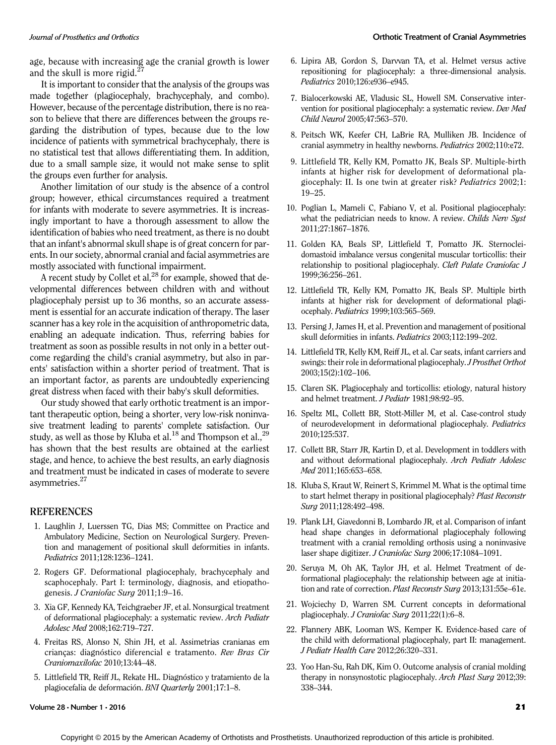age, because with increasing age the cranial growth is lower and the skull is more rigid.[27]

It is important to consider that the analysis of the groups was made together (plagiocephaly, brachycephaly, and combo). However, because of the percentage distribution, there is no reason to believe that there are differences between the groups regarding the distribution of types, because due to the low incidence of patients with symmetrical brachycephaly, there is no statistical test that allows differentiating them. In addition, due to a small sample size, it would not make sense to split the groups even further for analysis.

Another limitation of our study is the absence of a control group; however, ethical circumstances required a treatment for infants with moderate to severe asymmetries. It is increasingly important to have a thorough assessment to allow the identification of babies who need treatment, as there is no doubt that an infant's abnormal skull shape is of great concern for parents. In our society, abnormal cranial and facial asymmetries are mostly associated with functional impairment.

A recent study by Collet et al,[28] for example, showed that developmental differences between children with and without plagiocephaly persist up to 36 months, so an accurate assessment is essential for an accurate indication of therapy. The laser scanner has a key role in the acquisition of anthropometric data, enabling an adequate indication. Thus, referring babies for treatment as soon as possible results in not only in a better outcome regarding the child's cranial asymmetry, but also in parents' satisfaction within a shorter period of treatment. That is an important factor, as parents are undoubtedly experiencing great distress when faced with their baby's skull deformities.

Our study showed that early orthotic treatment is an important therapeutic option, being a shorter, very low-risk noninvasive treatment leading to parents' complete satisfaction. Our study, as well as those by Kluba et al.[18] and Thompson et al.,[29] has shown that the best results are obtained at the earliest stage, and hence, to achieve the best results, an early diagnosis and treatment must be indicated in cases of moderate to severe asymmetries.[27]

## REFERENCES

1. Laughlin J, Luerssen TG, Dias MS; Committee on Practice and Ambulatory Medicine, Section on Neurological Surgery. Prevention and management of positional skull deformities in infants. *Pediatrics* 2011;128:1236–1241.
2. Rogers GF. Deformational plagiocephaly, brachycephaly and scaphocephaly. Part I: terminology, diagnosis, and etiopathogenesis. *J Craniofac Surg* 2011;1:9–16.
3. Xia GF, Kennedy KA, Teichgraeber JF, et al. Nonsurgical treatment of deformational plagiocephaly: a systematic review. *Arch Pediatr Adolesc Med* 2008;162:719–727.
4. Freitas RS, Alonso N, Shin JH, et al. Assimetrias cranianas em crianças: diagnóstico diferencial e tratamento. *Rev Bras Cir Craniomaxilofac* 2010;13:44–48.
5. Littlefield TR, Reiff JL, Rekate HL. Diagnóstico y tratamiento de la plagiocefalia de deformación. *BNI Quarterly* 2001;17:1–8.
6. Lipira AB, Gordon S, Darvvan TA, et al. Helmet versus active repositioning for plagiocephaly: a three-dimensional analysis. *Pediatrics* 2010;126:e936–e945.
7. Bialocerkowski AE, Vladusic SL, Howell SM. Conservative intervention for positional plagiocephaly: a systematic review. *Dev Med Child Neurol* 2005;47:563–570.
8. Peitsch WK, Keefer CH, LaBrie RA, Mulliken JB. Incidence of cranial asymmetry in healthy newborns. *Pediatrics* 2002;110:e72.
9. Littlefield TR, Kelly KM, Pomatto JK, Beals SP. Multiple-birth infants at higher risk for development of deformational plagiocephaly: II. Is one twin at greater risk? *Pediatrics* 2002;1: 19–25.
10. Poglian L, Mameli C, Fabiano V, et al. Positional plagiocephaly: what the pediatrician needs to know. A review. *Childs Nerv Syst* 2011;27:1867–1876.
11. Golden KA, Beals SP, Littlefield T, Pomatto JK. Sternocleidomastoid imbalance versus congenital muscular torticollis: their relationship to positional plagiocephaly. *Cleft Palate Craniofac J* 1999;36:256–261.
12. Littlefield TR, Kelly KM, Pomatto JK, Beals SP. Multiple birth infants at higher risk for development of deformational plagiocephaly. *Pediatrics* 1999;103:565–569.
13. Persing J, James H, et al. Prevention and management of positional skull deformities in infants. *Pediatrics* 2003;112:199–202.
14. Littlefield TR, Kelly KM, Reiff JL, et al. Car seats, infant carriers and swings: their role in deformational plagiocephaly. *J Prosthet Orthot* 2003;15(2):102–106.
15. Claren SK. Plagiocephaly and torticollis: etiology, natural history and helmet treatment. *J Pediatr* 1981;98:92–95.
16. Speltz ML, Collett BR, Stott-Miller M, et al. Case-control study of neurodevelopment in deformational plagiocephaly. *Pediatrics* 2010;125:537.
17. Collett BR, Starr JR, Kartin D, et al. Development in toddlers with and without deformational plagiocephaly. *Arch Pediatr Adolesc Med* 2011;165:653–658.
18. Kluba S, Kraut W, Reinert S, Krimmel M. What is the optimal time to start helmet therapy in positional plagiocephaly? *Plast Reconstr Surg* 2011;128:492–498.
19. Plank LH, Giavedonni B, Lombardo JR, et al. Comparison of infant head shape changes in deformational plagiocephaly following treatment with a cranial remolding orthosis using a noninvasive laser shape digitizer. *J Craniofac Surg* 2006;17:1084–1091.
20. Seruya M, Oh AK, Taylor JH, et al. Helmet Treatment of deformational plagiocephaly: the relationship between age at initiation and rate of correction. *Plast Reconstr Surg* 2013;131:55e–61e.
21. Wojciechy D, Warren SM. Current concepts in deformational plagiocephaly. *J Craniofac Surg* 2011;22(1):6–8.
22. Flannery ABK, Looman WS, Kemper K. Evidence-based care of the child with deformational plagiocephaly, part II: management. *J Pediatr Health Care* 2012;26:320–331.
23. Yoo Han-Su, Rah DK, Kim O. Outcome analysis of cranial molding therapy in nonsynostotic plagiocephaly. *Arch Plast Surg* 2012;39: 338–344.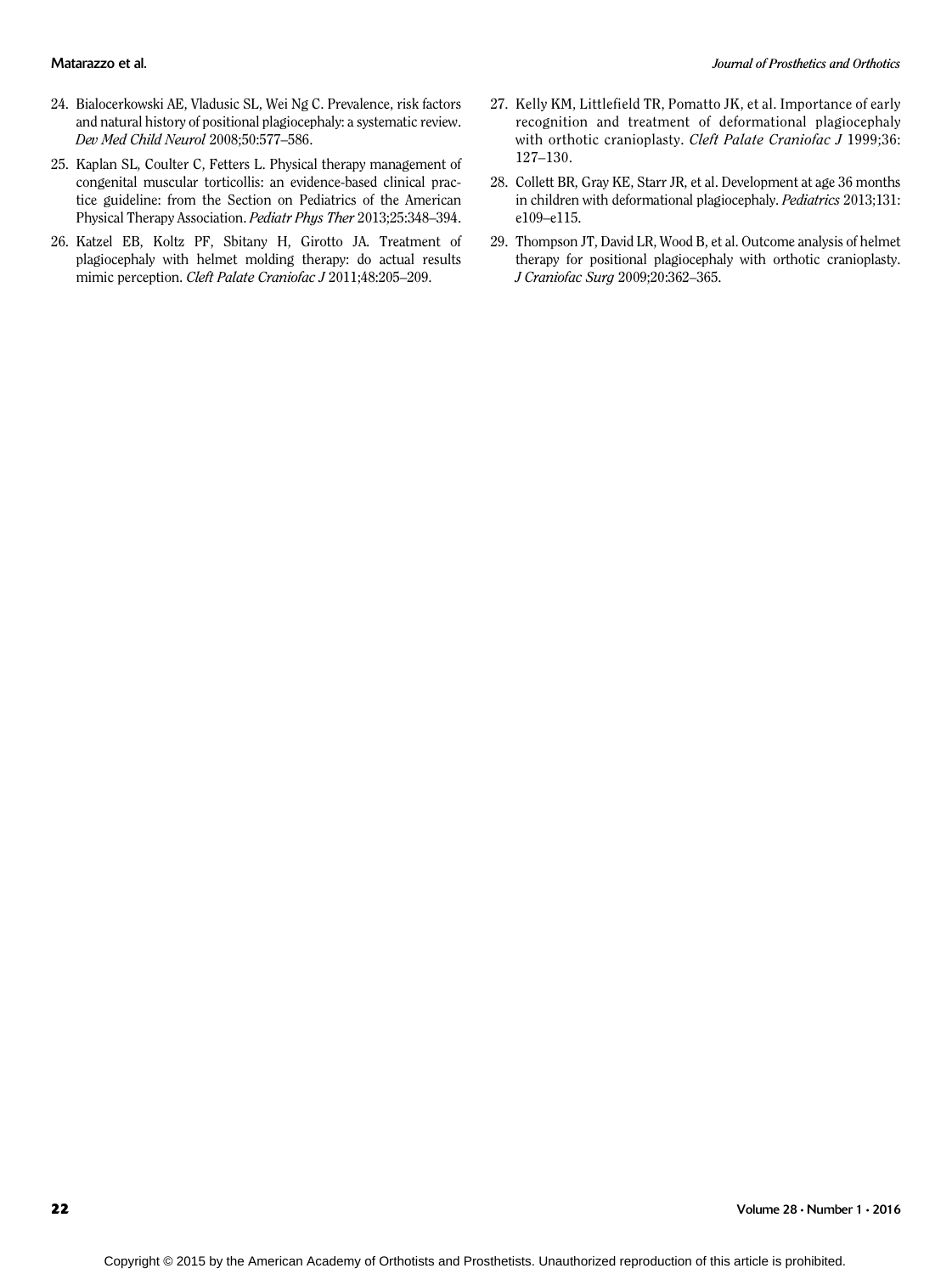24. Bialocerkowski AE, Vladusic SL, Wei Ng C. Prevalence, risk factors and natural history of positional plagiocephaly: a systematic review. *Dev Med Child Neurol* 2008;50:577–586.

25. Kaplan SL, Coulter C, Fetters L. Physical therapy management of congenital muscular torticollis: an evidence-based clinical practice guideline: from the Section on Pediatrics of the American Physical Therapy Association. *Pediatr Phys Ther* 2013;25:348–394.

26. Katzel EB, Koltz PF, Sbitany H, Girotto JA. Treatment of plagiocephaly with helmet molding therapy: do actual results mimic perception. *Cleft Palate Craniofac J* 2011;48:205–209.

27. Kelly KM, Littlefield TR, Pomatto JK, et al. Importance of early recognition and treatment of deformational plagiocephaly with orthotic cranioplasty. *Cleft Palate Craniofac J* 1999;36: 127–130.

28. Collett BR, Gray KE, Starr JR, et al. Development at age 36 months in children with deformational plagiocephaly. *Pediatrics* 2013;131: e109–e115.

29. Thompson JT, David LR, Wood B, et al. Outcome analysis of helmet therapy for positional plagiocephaly with orthotic cranioplasty. *J Craniofac Surg* 2009;20:362–365.

Copyright © 2015 by the American Academy of Orthotists and Prosthetists. Unauthorized reproduction of this article is prohibited.